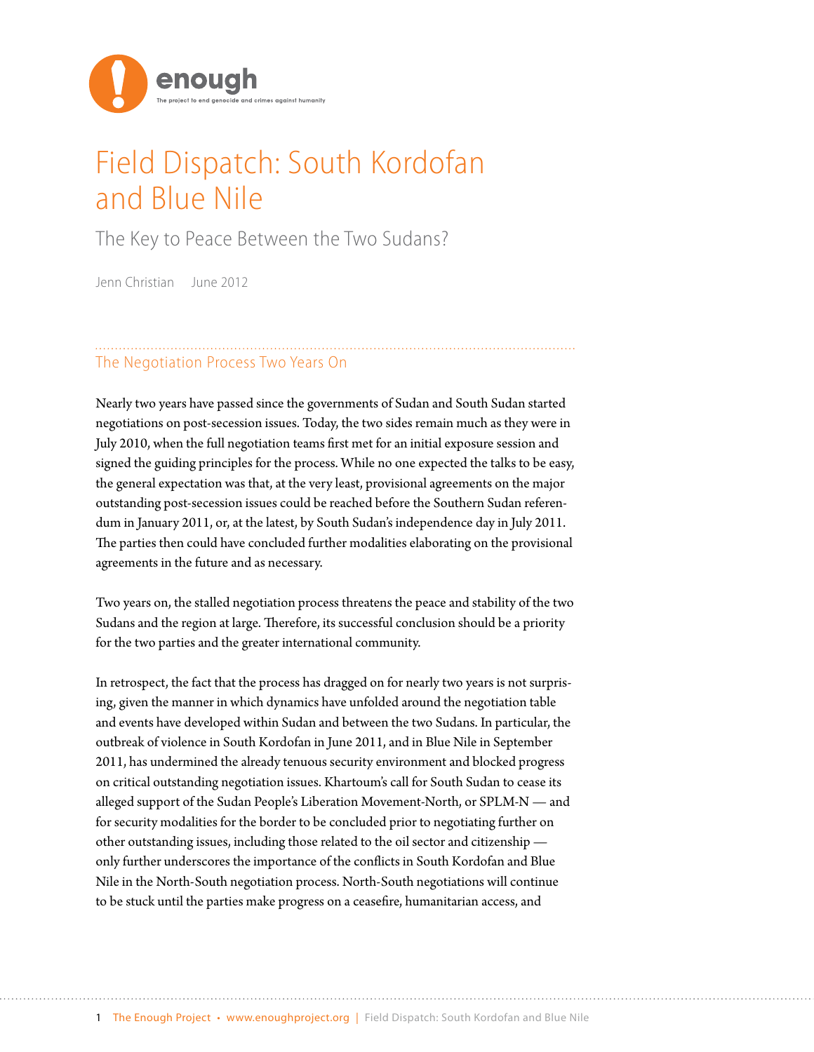enough

The project to end genocide and crimes against humanity

# Field Dispatch: South Kordofan and Blue Nile

## The Key to Peace Between the Two Sudans?

Jenn Christian June 2012

### The Negotiation Process Two Years On

Nearly two years have passed since the governments of Sudan and South Sudan started negotiations on post-secession issues. Today, the two sides remain much as they were in July 2010, when the full negotiation teams first met for an initial exposure session and signed the guiding principles for the process. While no one expected the talks to be easy, the general expectation was that, at the very least, provisional agreements on the major outstanding post-secession issues could be reached before the Southern Sudan referendum in January 2011, or, at the latest, by South Sudan's independence day in July 2011. The parties then could have concluded further modalities elaborating on the provisional agreements in the future and as necessary.

Two years on, the stalled negotiation process threatens the peace and stability of the two Sudans and the region at large. Therefore, its successful conclusion should be a priority for the two parties and the greater international community.

In retrospect, the fact that the process has dragged on for nearly two years is not surprising, given the manner in which dynamics have unfolded around the negotiation table and events have developed within Sudan and between the two Sudans. In particular, the outbreak of violence in South Kordofan in June 2011, and in Blue Nile in September 2011, has undermined the already tenuous security environment and blocked progress on critical outstanding negotiation issues. Khartoum's call for South Sudan to cease its alleged support of the Sudan People's Liberation Movement-North, or SPLM-N — and for security modalities for the border to be concluded prior to negotiating further on other outstanding issues, including those related to the oil sector and citizenship — only further underscores the importance of the conflicts in South Kordofan and Blue Nile in the North-South negotiation process. North-South negotiations will continue to be stuck until the parties make progress on a ceasefire, humanitarian access, and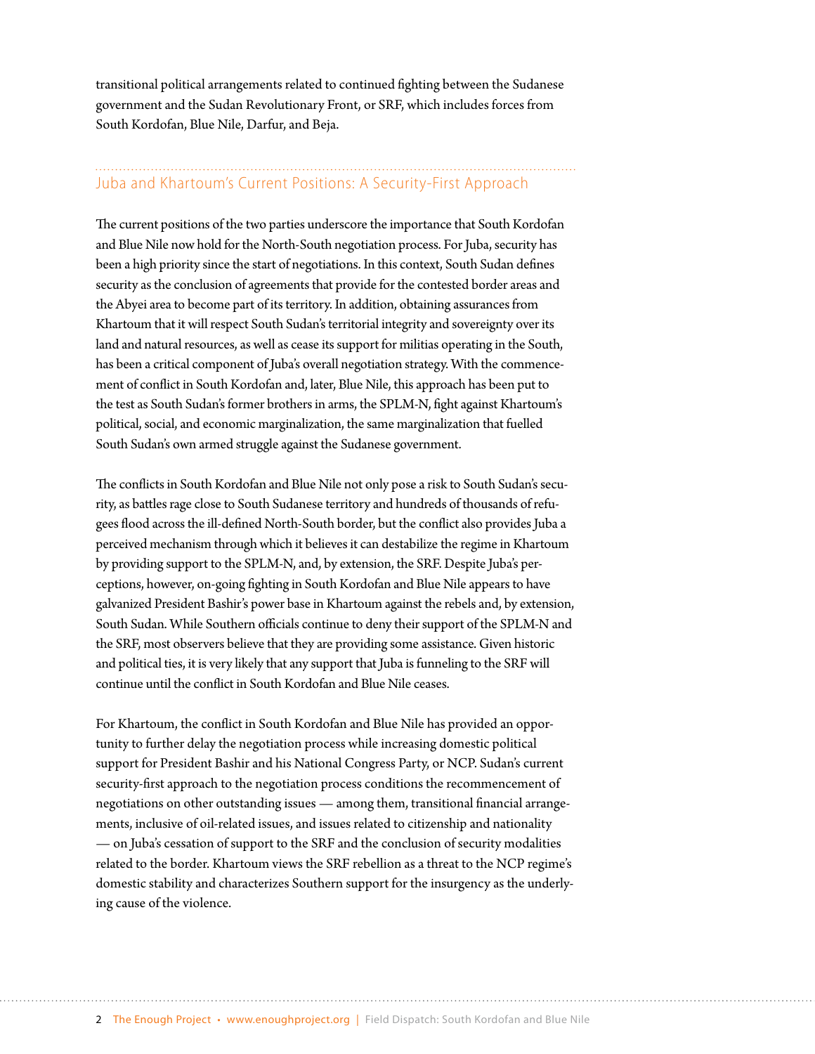transitional political arrangements related to continued fighting between the Sudanese government and the Sudan Revolutionary Front, or SRF, which includes forces from South Kordofan, Blue Nile, Darfur, and Beja.

## Juba and Khartoum's Current Positions: A Security-First Approach

The current positions of the two parties underscore the importance that South Kordofan and Blue Nile now hold for the North-South negotiation process. For Juba, security has been a high priority since the start of negotiations. In this context, South Sudan defines security as the conclusion of agreements that provide for the contested border areas and the Abyei area to become part of its territory. In addition, obtaining assurances from Khartoum that it will respect South Sudan's territorial integrity and sovereignty over its land and natural resources, as well as cease its support for militias operating in the South, has been a critical component of Juba's overall negotiation strategy. With the commencement of conflict in South Kordofan and, later, Blue Nile, this approach has been put to the test as South Sudan's former brothers in arms, the SPLM-N, fight against Khartoum's political, social, and economic marginalization, the same marginalization that fuelled South Sudan's own armed struggle against the Sudanese government.

The conflicts in South Kordofan and Blue Nile not only pose a risk to South Sudan's security, as battles rage close to South Sudanese territory and hundreds of thousands of refugees flood across the ill-defined North-South border, but the conflict also provides Juba a perceived mechanism through which it believes it can destabilize the regime in Khartoum by providing support to the SPLM-N, and, by extension, the SRF. Despite Juba's perceptions, however, on-going fighting in South Kordofan and Blue Nile appears to have galvanized President Bashir's power base in Khartoum against the rebels and, by extension, South Sudan. While Southern officials continue to deny their support of the SPLM-N and the SRF, most observers believe that they are providing some assistance. Given historic and political ties, it is very likely that any support that Juba is funneling to the SRF will continue until the conflict in South Kordofan and Blue Nile ceases.

For Khartoum, the conflict in South Kordofan and Blue Nile has provided an opportunity to further delay the negotiation process while increasing domestic political support for President Bashir and his National Congress Party, or NCP. Sudan's current security-first approach to the negotiation process conditions the recommencement of negotiations on other outstanding issues — among them, transitional financial arrangements, inclusive of oil-related issues, and issues related to citizenship and nationality — on Juba's cessation of support to the SRF and the conclusion of security modalities related to the border. Khartoum views the SRF rebellion as a threat to the NCP regime's domestic stability and characterizes Southern support for the insurgency as the underlying cause of the violence.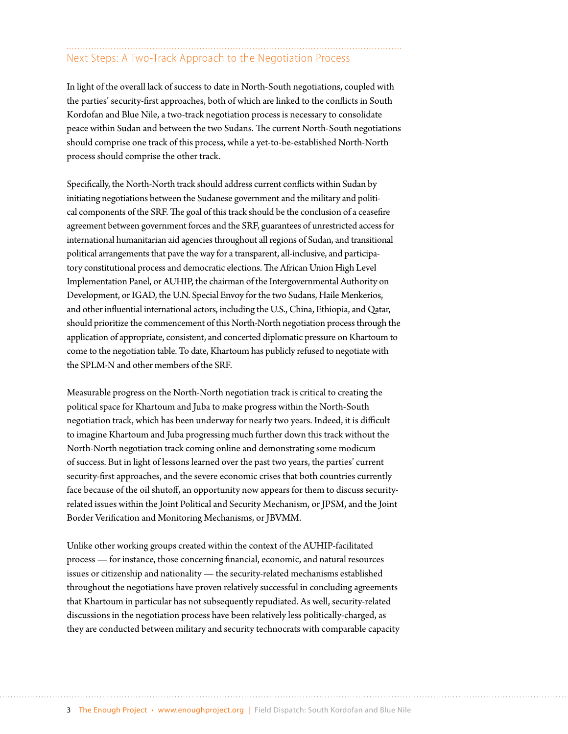## Next Steps: A Two-Track Approach to the Negotiation Process

In light of the overall lack of success to date in North-South negotiations, coupled with the parties' security-first approaches, both of which are linked to the conflicts in South Kordofan and Blue Nile, a two-track negotiation process is necessary to consolidate peace within Sudan and between the two Sudans. The current North-South negotiations should comprise one track of this process, while a yet-to-be-established North-North process should comprise the other track.

Specifically, the North-North track should address current conflicts within Sudan by initiating negotiations between the Sudanese government and the military and political components of the SRF. The goal of this track should be the conclusion of a ceasefire agreement between government forces and the SRF, guarantees of unrestricted access for international humanitarian aid agencies throughout all regions of Sudan, and transitional political arrangements that pave the way for a transparent, all-inclusive, and participatory constitutional process and democratic elections. The African Union High Level Implementation Panel, or AUHIP, the chairman of the Intergovernmental Authority on Development, or IGAD, the U.N. Special Envoy for the two Sudans, Haile Menkerios, and other influential international actors, including the U.S., China, Ethiopia, and Qatar, should prioritize the commencement of this North-North negotiation process through the application of appropriate, consistent, and concerted diplomatic pressure on Khartoum to come to the negotiation table. To date, Khartoum has publicly refused to negotiate with the SPLM-N and other members of the SRF.

Measurable progress on the North-North negotiation track is critical to creating the political space for Khartoum and Juba to make progress within the North-South negotiation track, which has been underway for nearly two years. Indeed, it is difficult to imagine Khartoum and Juba progressing much further down this track without the North-North negotiation track coming online and demonstrating some modicum of success. But in light of lessons learned over the past two years, the parties' current security-first approaches, and the severe economic crises that both countries currently face because of the oil shutoff, an opportunity now appears for them to discuss security-related issues within the Joint Political and Security Mechanism, or JPSM, and the Joint Border Verification and Monitoring Mechanisms, or JBVMM.

Unlike other working groups created within the context of the AUHIP-facilitated process — for instance, those concerning financial, economic, and natural resources issues or citizenship and nationality — the security-related mechanisms established throughout the negotiations have proven relatively successful in concluding agreements that Khartoum in particular has not subsequently repudiated. As well, security-related discussions in the negotiation process have been relatively less politically-charged, as they are conducted between military and security technocrats with comparable capacity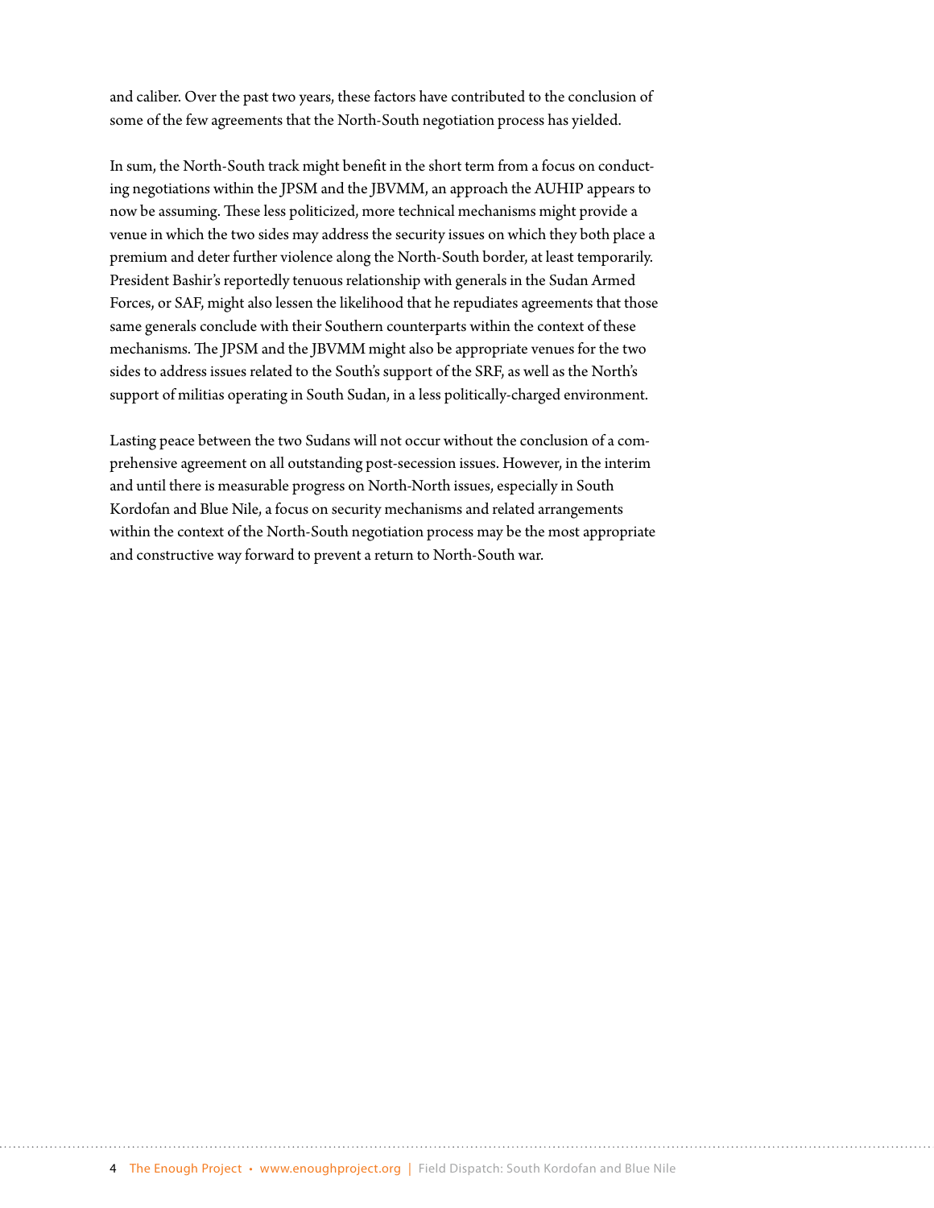and caliber. Over the past two years, these factors have contributed to the conclusion of some of the few agreements that the North-South negotiation process has yielded.

In sum, the North-South track might benefit in the short term from a focus on conducting negotiations within the JPSM and the JBVMM, an approach the AUHIP appears to now be assuming. These less politicized, more technical mechanisms might provide a venue in which the two sides may address the security issues on which they both place a premium and deter further violence along the North-South border, at least temporarily. President Bashir's reportedly tenuous relationship with generals in the Sudan Armed Forces, or SAF, might also lessen the likelihood that he repudiates agreements that those same generals conclude with their Southern counterparts within the context of these mechanisms. The JPSM and the JBVMM might also be appropriate venues for the two sides to address issues related to the South's support of the SRF, as well as the North's support of militias operating in South Sudan, in a less politically-charged environment.

Lasting peace between the two Sudans will not occur without the conclusion of a comprehensive agreement on all outstanding post-secession issues. However, in the interim and until there is measurable progress on North-North issues, especially in South Kordofan and Blue Nile, a focus on security mechanisms and related arrangements within the context of the North-South negotiation process may be the most appropriate and constructive way forward to prevent a return to North-South war.